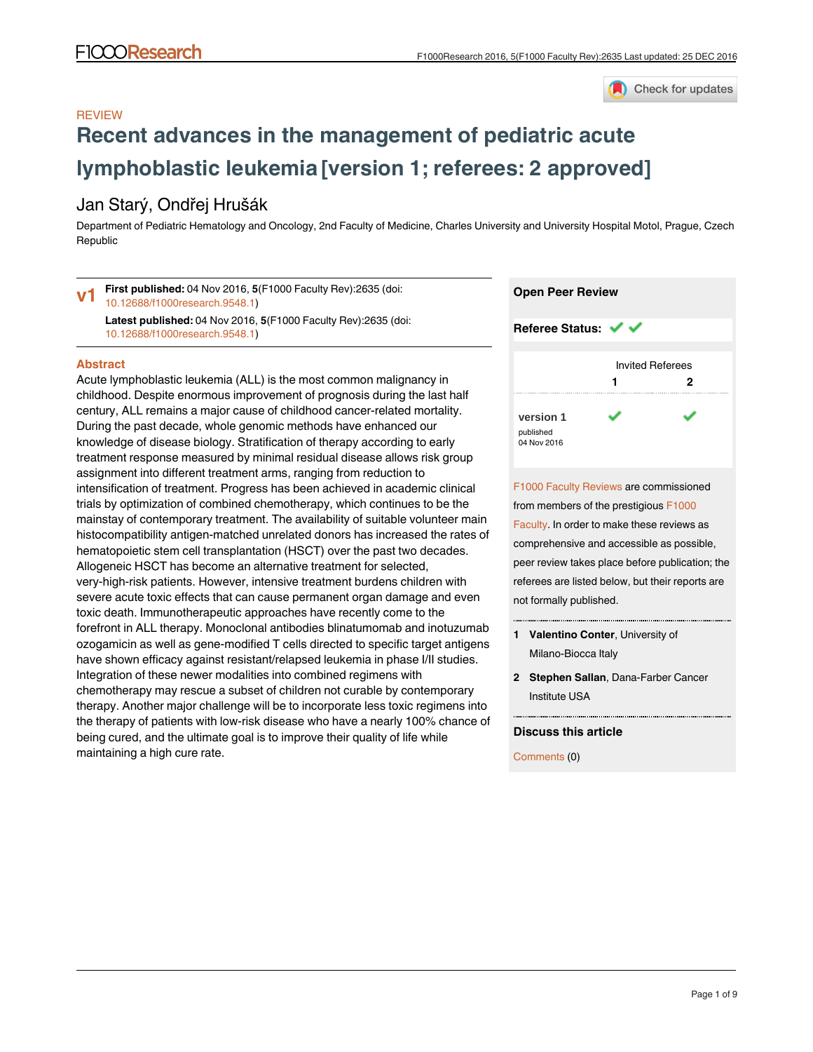REVIEW

# Recent advances in the management of pediatric acute lymphoblastic leukemia [version 1; referees: 2 approved]

Jan Starý, Ondřej Hrušák

Department of Pediatric Hematology and Oncology, 2nd Faculty of Medicine, Charles University and University Hospital Motol, Prague, Czech Republic

**v1** **First published:** 04 Nov 2016, **5**(F1000 Faculty Rev):2635 (doi: 10.12688/f1000research.9548.1)

**Latest published:** 04 Nov 2016, **5**(F1000 Faculty Rev):2635 (doi: 10.12688/f1000research.9548.1)

## Abstract

Acute lymphoblastic leukemia (ALL) is the most common malignancy in childhood. Despite enormous improvement of prognosis during the last half century, ALL remains a major cause of childhood cancer-related mortality. During the past decade, whole genomic methods have enhanced our knowledge of disease biology. Stratification of therapy according to early treatment response measured by minimal residual disease allows risk group assignment into different treatment arms, ranging from reduction to intensification of treatment. Progress has been achieved in academic clinical trials by optimization of combined chemotherapy, which continues to be the mainstay of contemporary treatment. The availability of suitable volunteer main histocompatibility antigen-matched unrelated donors has increased the rates of hematopoietic stem cell transplantation (HSCT) over the past two decades. Allogeneic HSCT has become an alternative treatment for selected, very-high-risk patients. However, intensive treatment burdens children with severe acute toxic effects that can cause permanent organ damage and even toxic death. Immunotherapeutic approaches have recently come to the forefront in ALL therapy. Monoclonal antibodies blinatumomab and inotuzumab ozogamicin as well as gene-modified T cells directed to specific target antigens have shown efficacy against resistant/relapsed leukemia in phase I/II studies. Integration of these newer modalities into combined regimens with chemotherapy may rescue a subset of children not curable by contemporary therapy. Another major challenge will be to incorporate less toxic regimens into the therapy of patients with low-risk disease who have a nearly 100% chance of being cured, and the ultimate goal is to improve their quality of life while maintaining a high cure rate.

## Open Peer Review

**Referee Status:** ✔ ✔

| | Invited Referees 1 | Invited Referees 2 |
|---|---|---|
| version 1 published 04 Nov 2016 | ✔ | ✔ |

F1000 Faculty Reviews are commissioned from members of the prestigious F1000 Faculty. In order to make these reviews as comprehensive and accessible as possible, peer review takes place before publication; the referees are listed below, but their reports are not formally published.

1. **Valentino Conter**, University of Milano-Biocca Italy
2. **Stephen Sallan**, Dana-Farber Cancer Institute USA

## Discuss this article

Comments (0)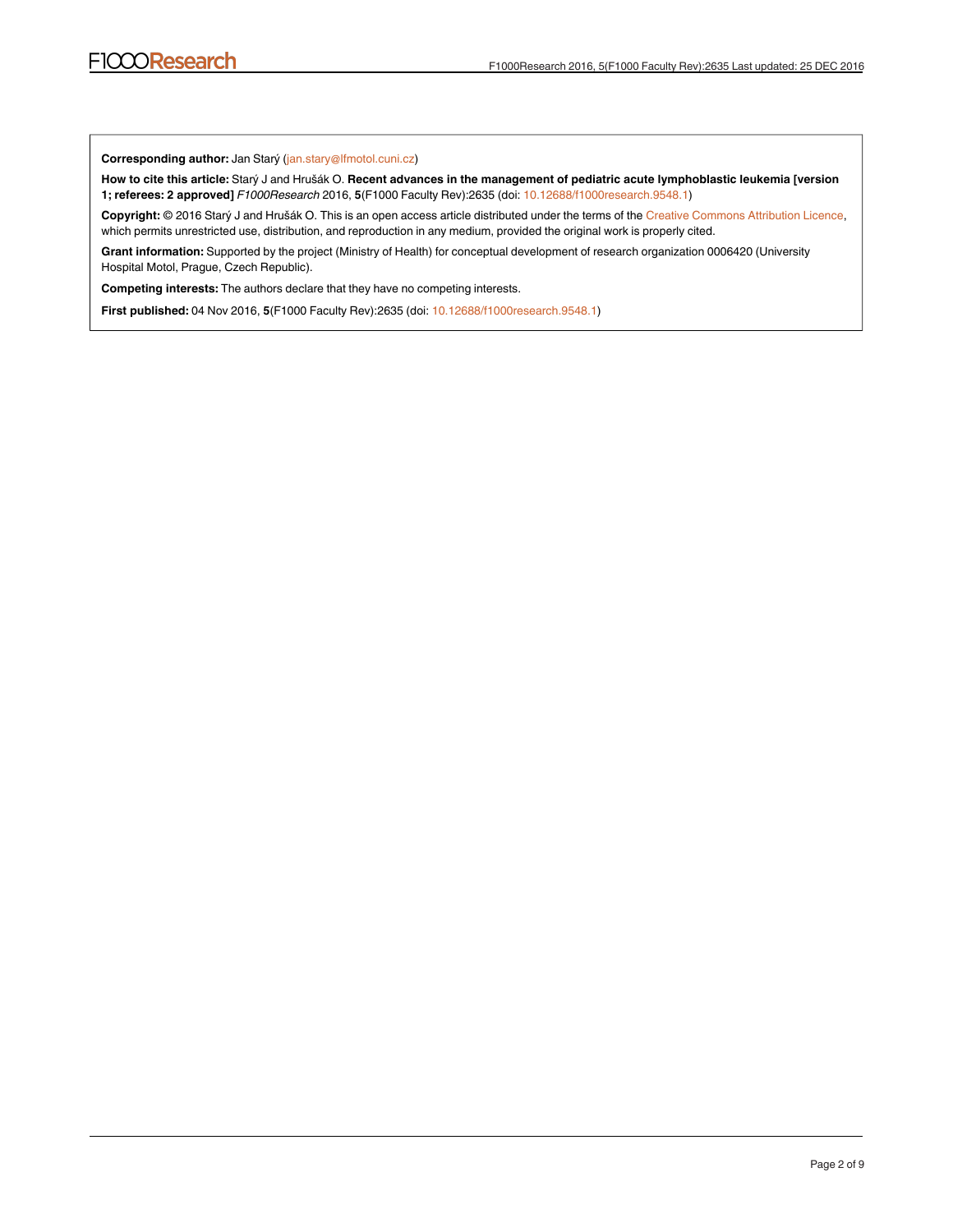**Corresponding author:** Jan Starý (jan.stary@lfmotol.cuni.cz)

**How to cite this article:** Starý J and Hrušák O. **Recent advances in the management of pediatric acute lymphoblastic leukemia [version 1; referees: 2 approved]** *F1000Research* 2016, **5**(F1000 Faculty Rev):2635 (doi: 10.12688/f1000research.9548.1)

**Copyright:** © 2016 Starý J and Hrušák O. This is an open access article distributed under the terms of the Creative Commons Attribution Licence, which permits unrestricted use, distribution, and reproduction in any medium, provided the original work is properly cited.

**Grant information:** Supported by the project (Ministry of Health) for conceptual development of research organization 0006420 (University Hospital Motol, Prague, Czech Republic).

**Competing interests:** The authors declare that they have no competing interests.

**First published:** 04 Nov 2016, **5**(F1000 Faculty Rev):2635 (doi: 10.12688/f1000research.9548.1)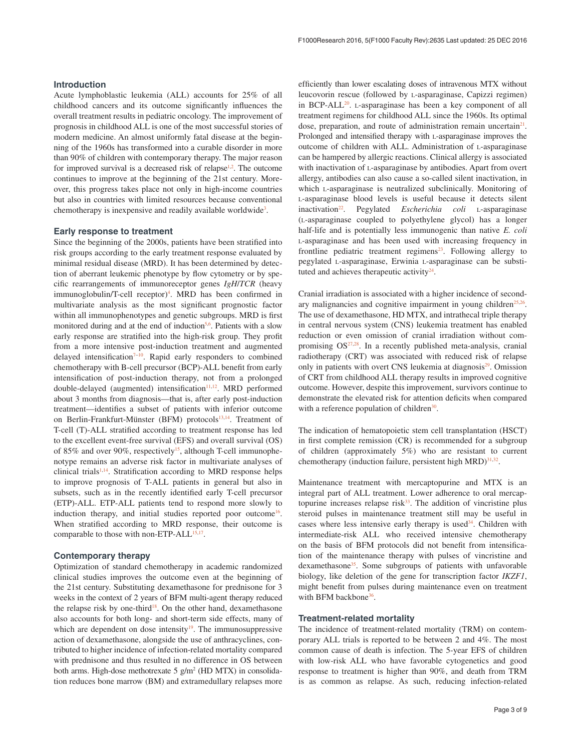## Introduction

Acute lymphoblastic leukemia (ALL) accounts for 25% of all childhood cancers and its outcome significantly influences the overall treatment results in pediatric oncology. The improvement of prognosis in childhood ALL is one of the most successful stories of modern medicine. An almost uniformly fatal disease at the beginning of the 1960s has transformed into a curable disorder in more than 90% of children with contemporary therapy. The major reason for improved survival is a decreased risk of relapse[1,2]. The outcome continues to improve at the beginning of the 21st century. Moreover, this progress takes place not only in high-income countries but also in countries with limited resources because conventional chemotherapy is inexpensive and readily available worldwide[3].

## Early response to treatment

Since the beginning of the 2000s, patients have been stratified into risk groups according to the early treatment response evaluated by minimal residual disease (MRD). It has been determined by detection of aberrant leukemic phenotype by flow cytometry or by specific rearrangements of immunoreceptor genes *IgH*/*TCR* (heavy immunoglobulin/T-cell receptor)[4]. MRD has been confirmed in multivariate analysis as the most significant prognostic factor within all immunophenotypes and genetic subgroups. MRD is first monitored during and at the end of induction[5,6]. Patients with a slow early response are stratified into the high-risk group. They profit from a more intensive post-induction treatment and augmented delayed intensification[7–10]. Rapid early responders to combined chemotherapy with B-cell precursor (BCP)-ALL benefit from early intensification of post-induction therapy, not from a prolonged double-delayed (augmented) intensification[11,12]. MRD performed about 3 months from diagnosis—that is, after early post-induction treatment—identifies a subset of patients with inferior outcome on Berlin-Frankfurt-Münster (BFM) protocols[13,14]. Treatment of T-cell (T)-ALL stratified according to treatment response has led to the excellent event-free survival (EFS) and overall survival (OS) of 85% and over 90%, respectively[15], although T-cell immunophenotype remains an adverse risk factor in multivariate analyses of clinical trials[1,14]. Stratification according to MRD response helps to improve prognosis of T-ALL patients in general but also in subsets, such as in the recently identified early T-cell precursor (ETP)-ALL. ETP-ALL patients tend to respond more slowly to induction therapy, and initial studies reported poor outcome[16]. When stratified according to MRD response, their outcome is comparable to those with non-ETP-ALL[15,17].

## Contemporary therapy

Optimization of standard chemotherapy in academic randomized clinical studies improves the outcome even at the beginning of the 21st century. Substituting dexamethasone for prednisone for 3 weeks in the context of 2 years of BFM multi-agent therapy reduced the relapse risk by one-third[18]. On the other hand, dexamethasone also accounts for both long- and short-term side effects, many of which are dependent on dose intensity[19]. The immunosuppressive action of dexamethasone, alongside the use of anthracyclines, contributed to higher incidence of infection-related mortality compared with prednisone and thus resulted in no difference in OS between both arms. High-dose methotrexate 5 g/m$^2$ (HD MTX) in consolidation reduces bone marrow (BM) and extramedullary relapses more efficiently than lower escalating doses of intravenous MTX without leucovorin rescue (followed by L-asparaginase, Capizzi regimen) in BCP-ALL[20]. L-asparaginase has been a key component of all treatment regimens for childhood ALL since the 1960s. Its optimal dose, preparation, and route of administration remain uncertain[21]. Prolonged and intensified therapy with L-asparaginase improves the outcome of children with ALL. Administration of L-asparaginase can be hampered by allergic reactions. Clinical allergy is associated with inactivation of L-asparaginase by antibodies. Apart from overt allergy, antibodies can also cause a so-called silent inactivation, in which L-asparaginase is neutralized subclinically. Monitoring of L-asparaginase blood levels is useful because it detects silent inactivation[22]. Pegylated *Escherichia coli* L-asparaginase (L-asparaginase coupled to polyethylene glycol) has a longer half-life and is potentially less immunogenic than native *E. coli* L-asparaginase and has been used with increasing frequency in frontline pediatric treatment regimens[23]. Following allergy to pegylated L-asparaginase, Erwinia L-asparaginase can be substituted and achieves therapeutic activity[24].

Cranial irradiation is associated with a higher incidence of secondary malignancies and cognitive impairment in young children[25,26]. The use of dexamethasone, HD MTX, and intrathecal triple therapy in central nervous system (CNS) leukemia treatment has enabled reduction or even omission of cranial irradiation without compromising OS[27,28]. In a recently published meta-analysis, cranial radiotherapy (CRT) was associated with reduced risk of relapse only in patients with overt CNS leukemia at diagnosis[29]. Omission of CRT from childhood ALL therapy results in improved cognitive outcome. However, despite this improvement, survivors continue to demonstrate the elevated risk for attention deficits when compared with a reference population of children[30].

The indication of hematopoietic stem cell transplantation (HSCT) in first complete remission (CR) is recommended for a subgroup of children (approximately 5%) who are resistant to current chemotherapy (induction failure, persistent high MRD)[31,32].

Maintenance treatment with mercaptopurine and MTX is an integral part of ALL treatment. Lower adherence to oral mercaptopurine increases relapse risk[33]. The addition of vincristine plus steroid pulses in maintenance treatment still may be useful in cases where less intensive early therapy is used[34]. Children with intermediate-risk ALL who received intensive chemotherapy on the basis of BFM protocols did not benefit from intensification of the maintenance therapy with pulses of vincristine and dexamethasone[35]. Some subgroups of patients with unfavorable biology, like deletion of the gene for transcription factor *IKZF1*, might benefit from pulses during maintenance even on treatment with BFM backbone[36].

## Treatment-related mortality

The incidence of treatment-related mortality (TRM) on contemporary ALL trials is reported to be between 2 and 4%. The most common cause of death is infection. The 5-year EFS of children with low-risk ALL who have favorable cytogenetics and good response to treatment is higher than 90%, and death from TRM is as common as relapse. As such, reducing infection-related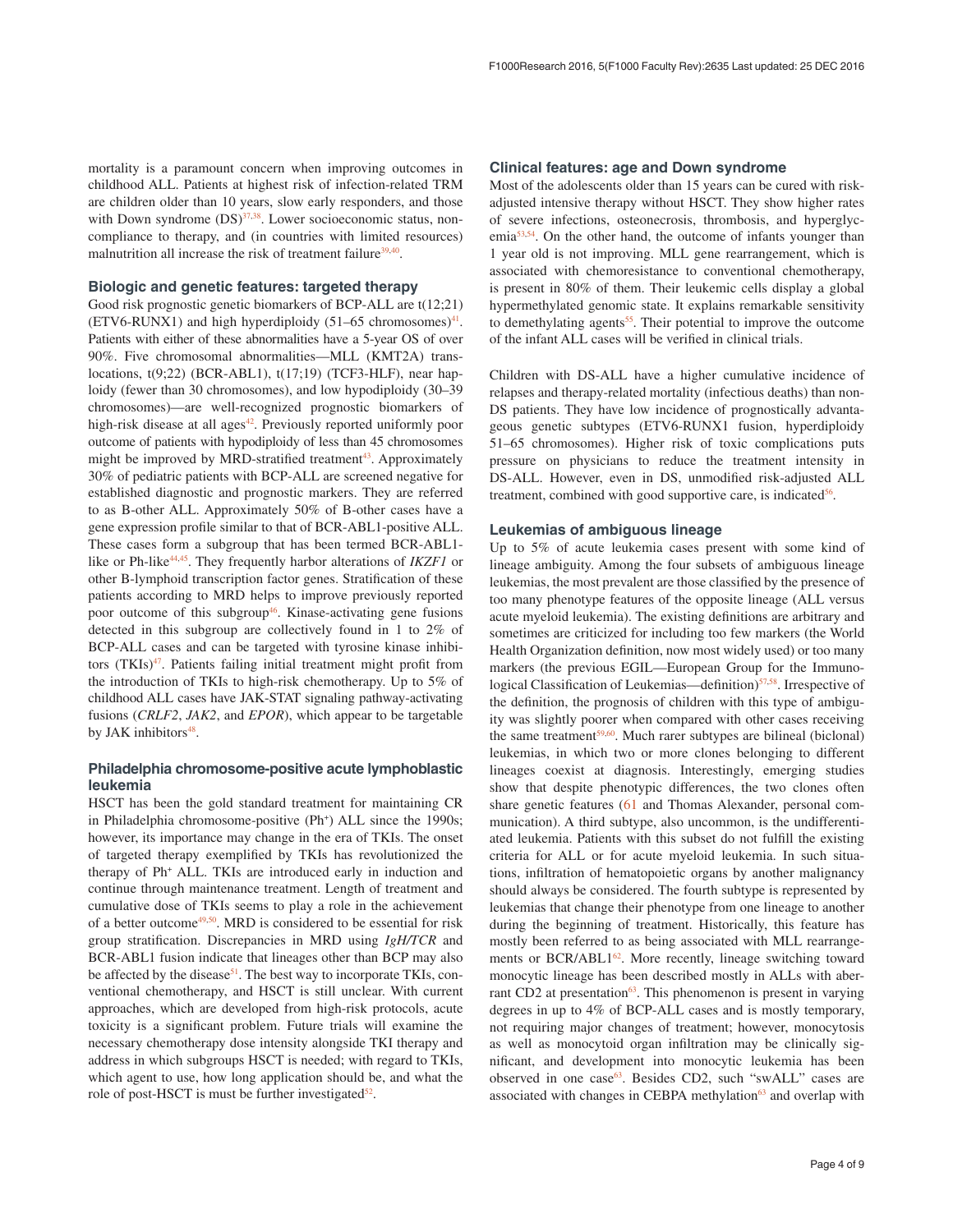mortality is a paramount concern when improving outcomes in childhood ALL. Patients at highest risk of infection-related TRM are children older than 10 years, slow early responders, and those with Down syndrome (DS)[37,38]. Lower socioeconomic status, non-compliance to therapy, and (in countries with limited resources) malnutrition all increase the risk of treatment failure[39,40].

### Biologic and genetic features: targeted therapy

Good risk prognostic genetic biomarkers of BCP-ALL are t(12;21) (ETV6-RUNX1) and high hyperdiploidy (51–65 chromosomes)[41]. Patients with either of these abnormalities have a 5-year OS of over 90%. Five chromosomal abnormalities—MLL (KMT2A) translocations, t(9;22) (BCR-ABL1), t(17;19) (TCF3-HLF), near haploidy (fewer than 30 chromosomes), and low hypodiploidy (30–39 chromosomes)—are well-recognized prognostic biomarkers of high-risk disease at all ages[42]. Previously reported uniformly poor outcome of patients with hypodiploidy of less than 45 chromosomes might be improved by MRD-stratified treatment[43]. Approximately 30% of pediatric patients with BCP-ALL are screened negative for established diagnostic and prognostic markers. They are referred to as B-other ALL. Approximately 50% of B-other cases have a gene expression profile similar to that of BCR-ABL1-positive ALL. These cases form a subgroup that has been termed BCR-ABL1-like or Ph-like[44,45]. They frequently harbor alterations of *IKZF1* or other B-lymphoid transcription factor genes. Stratification of these patients according to MRD helps to improve previously reported poor outcome of this subgroup[46]. Kinase-activating gene fusions detected in this subgroup are collectively found in 1 to 2% of BCP-ALL cases and can be targeted with tyrosine kinase inhibitors (TKIs)[47]. Patients failing initial treatment might profit from the introduction of TKIs to high-risk chemotherapy. Up to 5% of childhood ALL cases have JAK-STAT signaling pathway-activating fusions (*CRLF2*, *JAK2*, and *EPOR*), which appear to be targetable by JAK inhibitors[48].

### Philadelphia chromosome-positive acute lymphoblastic leukemia

HSCT has been the gold standard treatment for maintaining CR in Philadelphia chromosome-positive (Ph$^+$) ALL since the 1990s; however, its importance may change in the era of TKIs. The onset of targeted therapy exemplified by TKIs has revolutionized the therapy of Ph$^+$ ALL. TKIs are introduced early in induction and continue through maintenance treatment. Length of treatment and cumulative dose of TKIs seems to play a role in the achievement of a better outcome[49,50]. MRD is considered to be essential for risk group stratification. Discrepancies in MRD using *IgH/TCR* and BCR-ABL1 fusion indicate that lineages other than BCP may also be affected by the disease[51]. The best way to incorporate TKIs, conventional chemotherapy, and HSCT is still unclear. With current approaches, which are developed from high-risk protocols, acute toxicity is a significant problem. Future trials will examine the necessary chemotherapy dose intensity alongside TKI therapy and address in which subgroups HSCT is needed; with regard to TKIs, which agent to use, how long application should be, and what the role of post-HSCT is must be further investigated[52].

### Clinical features: age and Down syndrome

Most of the adolescents older than 15 years can be cured with risk-adjusted intensive therapy without HSCT. They show higher rates of severe infections, osteonecrosis, thrombosis, and hyperglycemia[53,54]. On the other hand, the outcome of infants younger than 1 year old is not improving. MLL gene rearrangement, which is associated with chemoresistance to conventional chemotherapy, is present in 80% of them. Their leukemic cells display a global hypermethylated genomic state. It explains remarkable sensitivity to demethylating agents[55]. Their potential to improve the outcome of the infant ALL cases will be verified in clinical trials.

Children with DS-ALL have a higher cumulative incidence of relapses and therapy-related mortality (infectious deaths) than non-DS patients. They have low incidence of prognostically advantageous genetic subtypes (ETV6-RUNX1 fusion, hyperdiploidy 51–65 chromosomes). Higher risk of toxic complications puts pressure on physicians to reduce the treatment intensity in DS-ALL. However, even in DS, unmodified risk-adjusted ALL treatment, combined with good supportive care, is indicated[56].

### Leukemias of ambiguous lineage

Up to 5% of acute leukemia cases present with some kind of lineage ambiguity. Among the four subsets of ambiguous lineage leukemias, the most prevalent are those classified by the presence of too many phenotype features of the opposite lineage (ALL versus acute myeloid leukemia). The existing definitions are arbitrary and sometimes are criticized for including too few markers (the World Health Organization definition, now most widely used) or too many markers (the previous EGIL—European Group for the Immunological Classification of Leukemias—definition)[57,58]. Irrespective of the definition, the prognosis of children with this type of ambiguity was slightly poorer when compared with other cases receiving the same treatment[59,60]. Much rarer subtypes are bilineal (biclonal) leukemias, in which two or more clones belonging to different lineages coexist at diagnosis. Interestingly, emerging studies show that despite phenotypic differences, the two clones often share genetic features (61 and Thomas Alexander, personal communication). A third subtype, also uncommon, is the undifferentiated leukemia. Patients with this subset do not fulfill the existing criteria for ALL or for acute myeloid leukemia. In such situations, infiltration of hematopoietic organs by another malignancy should always be considered. The fourth subtype is represented by leukemias that change their phenotype from one lineage to another during the beginning of treatment. Historically, this feature has mostly been referred to as being associated with MLL rearrangements or BCR/ABL1[62]. More recently, lineage switching toward monocytic lineage has been described mostly in ALLs with aberrant CD2 at presentation[63]. This phenomenon is present in varying degrees in up to 4% of BCP-ALL cases and is mostly temporary, not requiring major changes of treatment; however, monocytosis as well as monocytoid organ infiltration may be clinically significant, and development into monocytic leukemia has been observed in one case[63]. Besides CD2, such "swALL" cases are associated with changes in CEBPA methylation[63] and overlap with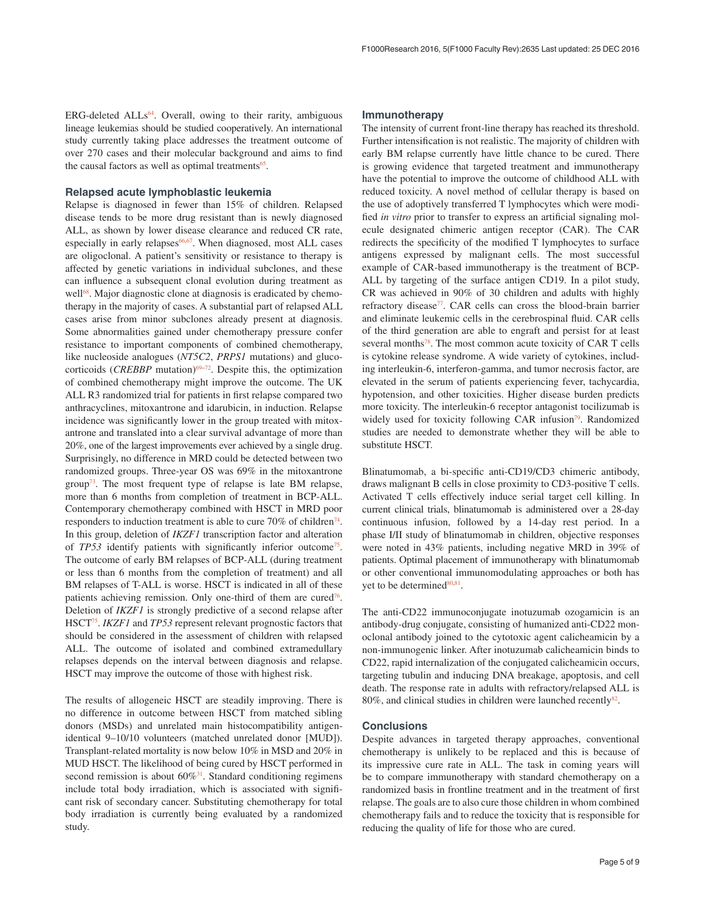ERG-deleted ALLs[64]. Overall, owing to their rarity, ambiguous lineage leukemias should be studied cooperatively. An international study currently taking place addresses the treatment outcome of over 270 cases and their molecular background and aims to find the causal factors as well as optimal treatments[65].

### Relapsed acute lymphoblastic leukemia

Relapse is diagnosed in fewer than 15% of children. Relapsed disease tends to be more drug resistant than is newly diagnosed ALL, as shown by lower disease clearance and reduced CR rate, especially in early relapses[66,67]. When diagnosed, most ALL cases are oligoclonal. A patient's sensitivity or resistance to therapy is affected by genetic variations in individual subclones, and these can influence a subsequent clonal evolution during treatment as well[68]. Major diagnostic clone at diagnosis is eradicated by chemotherapy in the majority of cases. A substantial part of relapsed ALL cases arise from minor subclones already present at diagnosis. Some abnormalities gained under chemotherapy pressure confer resistance to important components of combined chemotherapy, like nucleoside analogues (*NT5C2*, *PRPS1* mutations) and glucocorticoids (*CREBBP* mutation)[69–72]. Despite this, the optimization of combined chemotherapy might improve the outcome. The UK ALL R3 randomized trial for patients in first relapse compared two anthracyclines, mitoxantrone and idarubicin, in induction. Relapse incidence was significantly lower in the group treated with mitoxantrone and translated into a clear survival advantage of more than 20%, one of the largest improvements ever achieved by a single drug. Surprisingly, no difference in MRD could be detected between two randomized groups. Three-year OS was 69% in the mitoxantrone group[73]. The most frequent type of relapse is late BM relapse, more than 6 months from completion of treatment in BCP-ALL. Contemporary chemotherapy combined with HSCT in MRD poor responders to induction treatment is able to cure 70% of children[74]. In this group, deletion of *IKZF1* transcription factor and alteration of *TP53* identify patients with significantly inferior outcome[75]. The outcome of early BM relapses of BCP-ALL (during treatment or less than 6 months from the completion of treatment) and all BM relapses of T-ALL is worse. HSCT is indicated in all of these patients achieving remission. Only one-third of them are cured[76]. Deletion of *IKZF1* is strongly predictive of a second relapse after HSCT[75]. *IKZF1* and *TP53* represent relevant prognostic factors that should be considered in the assessment of children with relapsed ALL. The outcome of isolated and combined extramedullary relapses depends on the interval between diagnosis and relapse. HSCT may improve the outcome of those with highest risk.

The results of allogeneic HSCT are steadily improving. There is no difference in outcome between HSCT from matched sibling donors (MSDs) and unrelated main histocompatibility antigen-identical 9–10/10 volunteers (matched unrelated donor [MUD]). Transplant-related mortality is now below 10% in MSD and 20% in MUD HSCT. The likelihood of being cured by HSCT performed in second remission is about 60%[31]. Standard conditioning regimens include total body irradiation, which is associated with significant risk of secondary cancer. Substituting chemotherapy for total body irradiation is currently being evaluated by a randomized study.

### Immunotherapy

The intensity of current front-line therapy has reached its threshold. Further intensification is not realistic. The majority of children with early BM relapse currently have little chance to be cured. There is growing evidence that targeted treatment and immunotherapy have the potential to improve the outcome of childhood ALL with reduced toxicity. A novel method of cellular therapy is based on the use of adoptively transferred T lymphocytes which were modified *in vitro* prior to transfer to express an artificial signaling molecule designated chimeric antigen receptor (CAR). The CAR redirects the specificity of the modified T lymphocytes to surface antigens expressed by malignant cells. The most successful example of CAR-based immunotherapy is the treatment of BCP-ALL by targeting of the surface antigen CD19. In a pilot study, CR was achieved in 90% of 30 children and adults with highly refractory disease[77]. CAR cells can cross the blood-brain barrier and eliminate leukemic cells in the cerebrospinal fluid. CAR cells of the third generation are able to engraft and persist for at least several months[78]. The most common acute toxicity of CAR T cells is cytokine release syndrome. A wide variety of cytokines, including interleukin-6, interferon-gamma, and tumor necrosis factor, are elevated in the serum of patients experiencing fever, tachycardia, hypotension, and other toxicities. Higher disease burden predicts more toxicity. The interleukin-6 receptor antagonist tocilizumab is widely used for toxicity following CAR infusion[79]. Randomized studies are needed to demonstrate whether they will be able to substitute HSCT.

Blinatumomab, a bi-specific anti-CD19/CD3 chimeric antibody, draws malignant B cells in close proximity to CD3-positive T cells. Activated T cells effectively induce serial target cell killing. In current clinical trials, blinatumomab is administered over a 28-day continuous infusion, followed by a 14-day rest period. In a phase I/II study of blinatumomab in children, objective responses were noted in 43% patients, including negative MRD in 39% of patients. Optimal placement of immunotherapy with blinatumomab or other conventional immunomodulating approaches or both has yet to be determined[80,81].

The anti-CD22 immunoconjugate inotuzumab ozogamicin is an antibody-drug conjugate, consisting of humanized anti-CD22 monoclonal antibody joined to the cytotoxic agent calicheamicin by a non-immunogenic linker. After inotuzumab calicheamicin binds to CD22, rapid internalization of the conjugated calicheamicin occurs, targeting tubulin and inducing DNA breakage, apoptosis, and cell death. The response rate in adults with refractory/relapsed ALL is 80%, and clinical studies in children were launched recently[82].

### Conclusions

Despite advances in targeted therapy approaches, conventional chemotherapy is unlikely to be replaced and this is because of its impressive cure rate in ALL. The task in coming years will be to compare immunotherapy with standard chemotherapy on a randomized basis in frontline treatment and in the treatment of first relapse. The goals are to also cure those children in whom combined chemotherapy fails and to reduce the toxicity that is responsible for reducing the quality of life for those who are cured.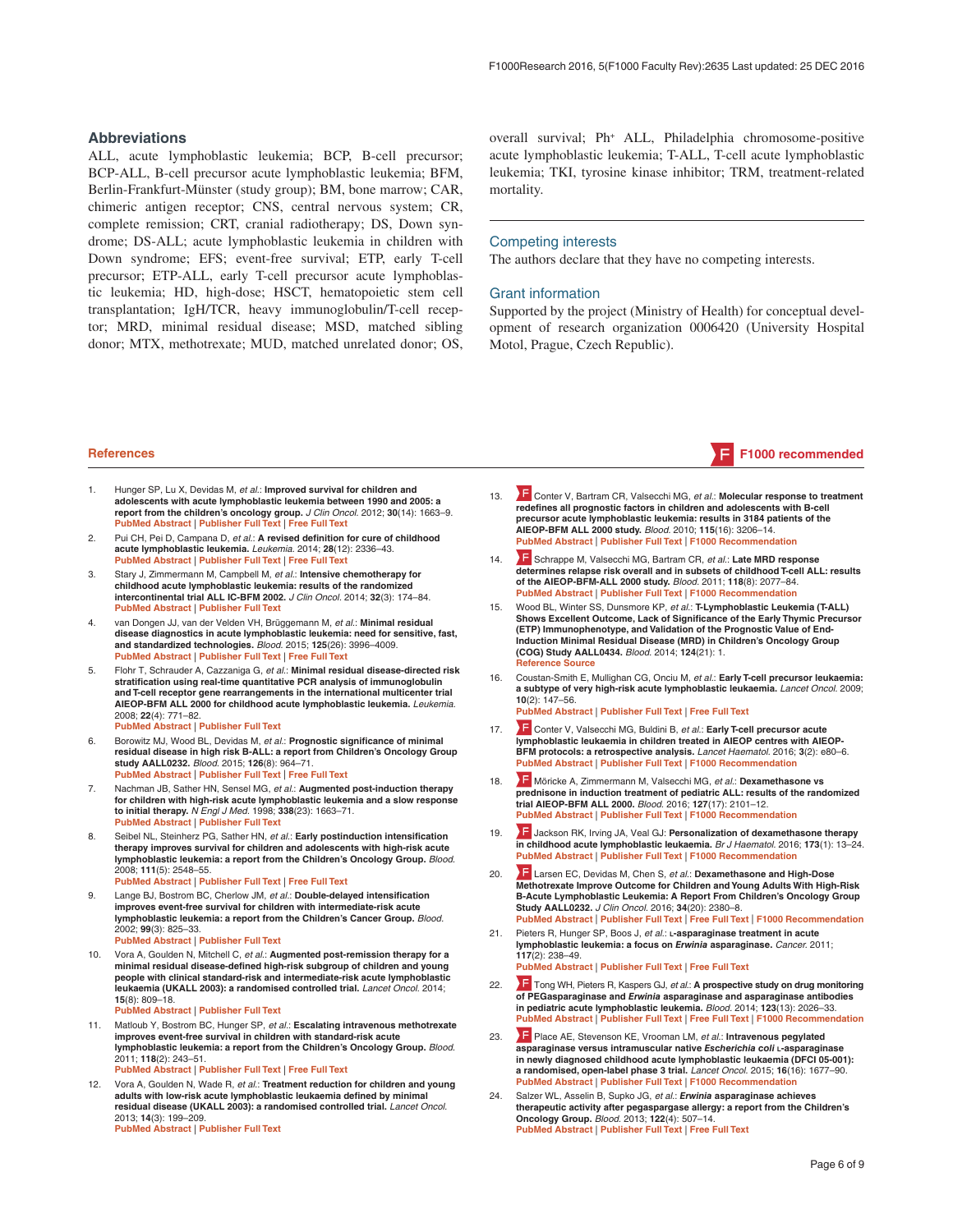## Abbreviations

ALL, acute lymphoblastic leukemia; BCP, B-cell precursor; BCP-ALL, B-cell precursor acute lymphoblastic leukemia; BFM, Berlin-Frankfurt-Münster (study group); BM, bone marrow; CAR, chimeric antigen receptor; CNS, central nervous system; CR, complete remission; CRT, cranial radiotherapy; DS, Down syndrome; DS-ALL; acute lymphoblastic leukemia in children with Down syndrome; EFS; event-free survival; ETP, early T-cell precursor; ETP-ALL, early T-cell precursor acute lymphoblastic leukemia; HD, high-dose; HSCT, hematopoietic stem cell transplantation; IgH/TCR, heavy immunoglobulin/T-cell receptor; MRD, minimal residual disease; MSD, matched sibling donor; MTX, methotrexate; MUD, matched unrelated donor; OS, overall survival; Ph+ ALL, Philadelphia chromosome-positive acute lymphoblastic leukemia; T-ALL, T-cell acute lymphoblastic leukemia; TKI, tyrosine kinase inhibitor; TRM, treatment-related mortality.

### Competing interests

The authors declare that they have no competing interests.

### Grant information

Supported by the project (Ministry of Health) for conceptual development of research organization 0006420 (University Hospital Motol, Prague, Czech Republic).

## References

F F1000 recommended

1. Hunger SP, Lu X, Devidas M, *et al.*: **Improved survival for children and adolescents with acute lymphoblastic leukemia between 1990 and 2005: a report from the children's oncology group.** *J Clin Oncol.* 2012; **30**(14): 1663–9.
PubMed Abstract | Publisher Full Text | Free Full Text

2. Pui CH, Pei D, Campana D, *et al.*: **A revised definition for cure of childhood acute lymphoblastic leukemia.** *Leukemia.* 2014; **28**(12): 2336–43.
PubMed Abstract | Publisher Full Text | Free Full Text

3. Stary J, Zimmermann M, Campbell M, *et al.*: **Intensive chemotherapy for childhood acute lymphoblastic leukemia: results of the randomized intercontinental trial ALL IC-BFM 2002.** *J Clin Oncol.* 2014; **32**(3): 174–84.
PubMed Abstract | Publisher Full Text

4. van Dongen JJ, van der Velden VH, Brüggemann M, *et al.*: **Minimal residual disease diagnostics in acute lymphoblastic leukemia: need for sensitive, fast, and standardized technologies.** *Blood.* 2015; **125**(26): 3996–4009.
PubMed Abstract | Publisher Full Text | Free Full Text

5. Flohr T, Schrauder A, Cazzaniga G, *et al.*: **Minimal residual disease-directed risk stratification using real-time quantitative PCR analysis of immunoglobulin and T-cell receptor gene rearrangements in the international multicenter trial AIEOP-BFM ALL 2000 for childhood acute lymphoblastic leukemia.** *Leukemia.* 2008; **22**(4): 771–82.
PubMed Abstract | Publisher Full Text

6. Borowitz MJ, Wood BL, Devidas M, *et al.*: **Prognostic significance of minimal residual disease in high risk B-ALL: a report from Children's Oncology Group study AALL0232.** *Blood.* 2015; **126**(8): 964–71.
PubMed Abstract | Publisher Full Text | Free Full Text

7. Nachman JB, Sather HN, Sensel MG, *et al.*: **Augmented post-induction therapy for children with high-risk acute lymphoblastic leukemia and a slow response to initial therapy.** *N Engl J Med.* 1998; **338**(23): 1663–71.
PubMed Abstract | Publisher Full Text

8. Seibel NL, Steinherz PG, Sather HN, *et al.*: **Early postinduction intensification therapy improves survival for children and adolescents with high-risk acute lymphoblastic leukemia: a report from the Children's Oncology Group.** *Blood.* 2008; **111**(5): 2548–55.
PubMed Abstract | Publisher Full Text | Free Full Text

9. Lange BJ, Bostrom BC, Cherlow JM, *et al.*: **Double-delayed intensification improves event-free survival for children with intermediate-risk acute lymphoblastic leukemia: a report from the Children's Cancer Group.** *Blood.* 2002; **99**(3): 825–33.
PubMed Abstract | Publisher Full Text

10. Vora A, Goulden N, Mitchell C, *et al.*: **Augmented post-remission therapy for a minimal residual disease-defined high-risk subgroup of children and young people with clinical standard-risk and intermediate-risk acute lymphoblastic leukaemia (UKALL 2003): a randomised controlled trial.** *Lancet Oncol.* 2014; **15**(8): 809–18.
PubMed Abstract | Publisher Full Text

11. Matloub Y, Bostrom BC, Hunger SP, *et al.*: **Escalating intravenous methotrexate improves event-free survival in children with standard-risk acute lymphoblastic leukemia: a report from the Children's Oncology Group.** *Blood.* 2011; **118**(2): 243–51.
PubMed Abstract | Publisher Full Text | Free Full Text

12. Vora A, Goulden N, Wade R, *et al.*: **Treatment reduction for children and young adults with low-risk acute lymphoblastic leukaemia defined by minimal residual disease (UKALL 2003): a randomised controlled trial.** *Lancet Oncol.* 2013; **14**(3): 199–209.
PubMed Abstract | Publisher Full Text

13. F Conter V, Bartram CR, Valsecchi MG, *et al.*: **Molecular response to treatment redefines all prognostic factors in children and adolescents with B-cell precursor acute lymphoblastic leukemia: results in 3184 patients of the AIEOP-BFM ALL 2000 study.** *Blood.* 2010; **115**(16): 3206–14.
PubMed Abstract | Publisher Full Text | F1000 Recommendation

14. F Schrappe M, Valsecchi MG, Bartram CR, *et al.*: **Late MRD response determines relapse risk overall and in subsets of childhood T-cell ALL: results of the AIEOP-BFM-ALL 2000 study.** *Blood.* 2011; **118**(8): 2077–84.
PubMed Abstract | Publisher Full Text | F1000 Recommendation

15. Wood BL, Winter SS, Dunsmore KP, *et al.*: **T-Lymphoblastic Leukemia (T-ALL) Shows Excellent Outcome, Lack of Significance of the Early Thymic Precursor (ETP) Immunophenotype, and Validation of the Prognostic Value of End-Induction Minimal Residual Disease (MRD) in Children's Oncology Group (COG) Study AALL0434.** *Blood.* 2014; **124**(21): 1.
Reference Source

16. Coustan-Smith E, Mullighan CG, Onciu M, *et al.*: **Early T-cell precursor leukaemia: a subtype of very high-risk acute lymphoblastic leukaemia.** *Lancet Oncol.* 2009; **10**(2): 147–56.
PubMed Abstract | Publisher Full Text | Free Full Text

17. F Conter V, Valsecchi MG, Buldini B, *et al.*: **Early T-cell precursor acute lymphoblastic leukaemia in children treated in AIEOP centres with AIEOP-BFM protocols: a retrospective analysis.** *Lancet Haematol.* 2016; **3**(2): e80–6.
PubMed Abstract | Publisher Full Text | F1000 Recommendation

18. F Möricke A, Zimmermann M, Valsecchi MG, *et al.*: **Dexamethasone vs prednisone in induction treatment of pediatric ALL: results of the randomized trial AIEOP-BFM ALL 2000.** *Blood.* 2016; **127**(17): 2101–12.
PubMed Abstract | Publisher Full Text | F1000 Recommendation

19. F Jackson RK, Irving JA, Veal GJ: **Personalization of dexamethasone therapy in childhood acute lymphoblastic leukaemia.** *Br J Haematol.* 2016; **173**(1): 13–24.
PubMed Abstract | Publisher Full Text | F1000 Recommendation

20. F Larsen EC, Devidas M, Chen S, *et al.*: **Dexamethasone and High-Dose Methotrexate Improve Outcome for Children and Young Adults With High-Risk B-Acute Lymphoblastic Leukemia: A Report From Children's Oncology Group Study AALL0232.** *J Clin Oncol.* 2016; **34**(20): 2380–8.
PubMed Abstract | Publisher Full Text | Free Full Text | F1000 Recommendation

21. Pieters R, Hunger SP, Boos J, *et al.*: **L-asparaginase treatment in acute lymphoblastic leukemia: a focus on *Erwinia* asparaginase.** *Cancer.* 2011; **117**(2): 238–49.
PubMed Abstract | Publisher Full Text | Free Full Text

22. F Tong WH, Pieters R, Kaspers GJ, *et al.*: **A prospective study on drug monitoring of PEGasparaginase and *Erwinia* asparaginase and asparaginase antibodies in pediatric acute lymphoblastic leukemia.** *Blood.* 2014; **123**(13): 2026–33.
PubMed Abstract | Publisher Full Text | Free Full Text | F1000 Recommendation

23. F Place AE, Stevenson KE, Vrooman LM, *et al.*: **Intravenous pegylated asparaginase versus intramuscular native *Escherichia coli* L-asparaginase in newly diagnosed childhood acute lymphoblastic leukaemia (DFCI 05-001): a randomised, open-label phase 3 trial.** *Lancet Oncol.* 2015; **16**(16): 1677–90.
PubMed Abstract | Publisher Full Text | F1000 Recommendation

24. Salzer WL, Asselin B, Supko JG, *et al.*: ***Erwinia* asparaginase achieves therapeutic activity after pegaspargase allergy: a report from the Children's Oncology Group.** *Blood.* 2013; **122**(4): 507–14.
PubMed Abstract | Publisher Full Text | Free Full Text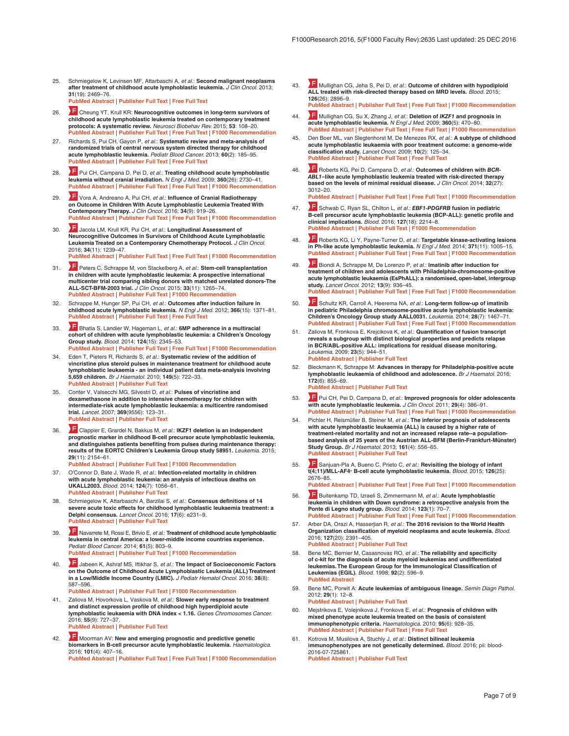25. Schmiegelow K, Levinsen MF, Attarbaschi A, *et al.*: **Second malignant neoplasms after treatment of childhood acute lymphoblastic leukemia.** *J Clin Oncol.* 2013; **31**(19): 2469–76.
PubMed Abstract | Publisher Full Text | Free Full Text

26. F Cheung YT, Krull KR: **Neurocognitive outcomes in long-term survivors of childhood acute lymphoblastic leukemia treated on contemporary treatment protocols: A systematic review.** *Neurosci Biobehav Rev.* 2015; **53**: 108–20.
PubMed Abstract | Publisher Full Text | Free Full Text | F1000 Recommendation

27. Richards S, Pui CH, Gayon P, *et al.*: **Systematic review and meta-analysis of randomized trials of central nervous system directed therapy for childhood acute lymphoblastic leukemia.** *Pediatr Blood Cancer.* 2013; **60**(2): 185–95.
PubMed Abstract | Publisher Full Text | Free Full Text

28. F Pui CH, Campana D, Pei D, *et al.*: **Treating childhood acute lymphoblastic leukemia without cranial irradiation.** *N Engl J Med.* 2009; **360**(26): 2730–41.
PubMed Abstract | Publisher Full Text | Free Full Text | F1000 Recommendation

29. F Vora A, Andreano A, Pui CH, *et al.*: **Influence of Cranial Radiotherapy on Outcome in Children With Acute Lymphoblastic Leukemia Treated With Contemporary Therapy.** *J Clin Oncol.* 2016; **34**(9): 919–26.
PubMed Abstract | Publisher Full Text | Free Full Text | F1000 Recommendation

30. F Jacola LM, Krull KR, Pui CH, *et al.*: **Longitudinal Assessment of Neurocognitive Outcomes in Survivors of Childhood Acute Lymphoblastic Leukemia Treated on a Contemporary Chemotherapy Protocol.** *J Clin Oncol.* 2016; **34**(11): 1239–47.
PubMed Abstract | Publisher Full Text | Free Full Text | F1000 Recommendation

31. F Peters C, Schrappe M, von Stackelberg A, *et al.*: **Stem-cell transplantation in children with acute lymphoblastic leukemia: A prospective international multicenter trial comparing sibling donors with matched unrelated donors-The ALL-SCT-BFM-2003 trial.** *J Clin Oncol.* 2015; **33**(11): 1265–74.
PubMed Abstract | Publisher Full Text | F1000 Recommendation

32. Schrappe M, Hunger SP, Pui CH, *et al.*: **Outcomes after induction failure in childhood acute lymphoblastic leukemia.** *N Engl J Med.* 2012; **366**(15): 1371–81.
PubMed Abstract | Publisher Full Text | Free Full Text

33. F Bhatia S, Landier W, Hageman L, *et al.*: **6MP adherence in a multiracial cohort of children with acute lymphoblastic leukemia: a Children's Oncology Group study.** *Blood.* 2014; **124**(15): 2345–53.
PubMed Abstract | Publisher Full Text | Free Full Text | F1000 Recommendation

34. Eden T, Pieters R, Richards S, *et al.*: **Systematic review of the addition of vincristine plus steroid pulses in maintenance treatment for childhood acute lymphoblastic leukaemia - an individual patient data meta-analysis involving 5,659 children.** *Br J Haematol.* 2010; **149**(5): 722–33.
PubMed Abstract | Publisher Full Text

35. Conter V, Valsecchi MG, Silvestri D, *et al.*: **Pulses of vincristine and dexamethasone in addition to intensive chemotherapy for children with intermediate-risk acute lymphoblastic leukaemia: a multicentre randomised trial.** *Lancet.* 2007; **369**(9556): 123–31.
PubMed Abstract | Publisher Full Text

36. F Clappier E, Grardel N, Bakkus M, *et al.*: **IKZF1 deletion is an independent prognostic marker in childhood B-cell precursor acute lymphoblastic leukemia, and distinguishes patients benefiting from pulses during maintenance therapy: results of the EORTC Children's Leukemia Group study 58951.** *Leukemia.* 2015; **29**(11): 2154–61.
PubMed Abstract | Publisher Full Text | F1000 Recommendation

37. O'Connor D, Bate J, Wade R, *et al.*: **Infection-related mortality in children with acute lymphoblastic leukemia: an analysis of infectious deaths on UKALL2003.** *Blood.* 2014; **124**(7): 1056–61.
PubMed Abstract | Publisher Full Text

38. Schmiegelow K, Attarbaschi A, Barzilai S, *et al.*: **Consensus definitions of 14 severe acute toxic effects for childhood lymphoblastic leukaemia treatment: a Delphi consensus.** *Lancet Oncol.* 2016; **17**(6): e231–9.
PubMed Abstract | Publisher Full Text

39. F Navarrete M, Rossi E, Brivio E, *et al.*: **Treatment of childhood acute lymphoblastic leukemia in central America: a lower-middle income countries experience.** *Pediatr Blood Cancer.* 2014; **61**(5): 803–9.
PubMed Abstract | Publisher Full Text | F1000 Recommendation

40. F Jabeen K, Ashraf MS, Iftikhar S, *et al.*: **The Impact of Socioeconomic Factors on the Outcome of Childhood Acute Lymphoblastic Leukemia (ALL) Treatment in a Low/Middle Income Country (LMIC).** *J Pediatr Hematol Oncol.* 2016; **38**(8): 587–596.
PubMed Abstract | Publisher Full Text | F1000 Recommendation

41. Zaliova M, Hovorkova L, Vaskova M, *et al.*: **Slower early response to treatment and distinct expression profile of childhood high hyperdiploid acute lymphoblastic leukaemia with DNA index < 1.16.** *Genes Chromosomes Cancer.* 2016; **55**(9): 727–37.
PubMed Abstract | Publisher Full Text

42. F Moorman AV: **New and emerging prognostic and predictive genetic biomarkers in B-cell precursor acute lymphoblastic leukemia.** *Haematologica.* 2016; **101**(4): 407–16.
PubMed Abstract | Publisher Full Text | Free Full Text | F1000 Recommendation

43. F Mullighan CG, Jeha S, Pei D, *et al.*: **Outcome of children with hypodiploid ALL treated with risk-directed therapy based on MRD levels.** *Blood.* 2015; **126**(26): 2896–9.
PubMed Abstract | Publisher Full Text | Free Full Text | F1000 Recommendation

44. F Mullighan CG, Su X, Zhang J, *et al.*: **Deletion of *IKZF1* and prognosis in acute lymphoblastic leukemia.** *N Engl J Med.* 2009; **360**(5): 470–80.
PubMed Abstract | Publisher Full Text | Free Full Text | F1000 Recommendation

45. Den Boer ML, van Slegtenhorst M, De Menezes RX, *et al.*: **A subtype of childhood acute lymphoblastic leukaemia with poor treatment outcome: a genome-wide classification study.** *Lancet Oncol.* 2009; **10**(2): 125–34.
PubMed Abstract | Publisher Full Text | Free Full Text

46. F Roberts KG, Pei D, Campana D, *et al.*: **Outcomes of children with *BCR-ABL1*–like acute lymphoblastic leukemia treated with risk-directed therapy based on the levels of minimal residual disease.** *J Clin Oncol.* 2014; **32**(27): 3012–20.
PubMed Abstract | Publisher Full Text | Free Full Text | F1000 Recommendation

47. F Schwab C, Ryan SL, Chilton L, *et al.*: ***EBF1-PDGFRB* fusion in pediatric B-cell precursor acute lymphoblastic leukemia (BCP-ALL): genetic profile and clinical implications.** *Blood.* 2016; **127**(18): 2214–8.
PubMed Abstract | Publisher Full Text | F1000 Recommendation

48. F Roberts KG, Li Y, Payne-Turner D, *et al.*: **Targetable kinase-activating lesions in Ph-like acute lymphoblastic leukemia.** *N Engl J Med.* 2014; **371**(11): 1005–15.
PubMed Abstract | Publisher Full Text | Free Full Text | F1000 Recommendation

49. F Biondi A, Schrappe M, De Lorenzo P, *et al.*: **Imatinib after induction for treatment of children and adolescents with Philadelphia-chromosome-positive acute lymphoblastic leukaemia (EsPhALL): a randomised, open-label, intergroup study.** *Lancet Oncol.* 2012; **13**(9): 936–45.
PubMed Abstract | Publisher Full Text | Free Full Text | F1000 Recommendation

50. F Schultz KR, Carroll A, Heerema NA, *et al.*: **Long-term follow-up of imatinib in pediatric Philadelphia chromosome-positive acute lymphoblastic leukemia: Children's Oncology Group study AALL0031.** *Leukemia.* 2014; **28**(7): 1467–71.
PubMed Abstract | Publisher Full Text | Free Full Text | F1000 Recommendation

51. Zaliova M, Fronkova E, Krejcikova K, *et al.*: **Quantification of fusion transcript reveals a subgroup with distinct biological properties and predicts relapse in BCR/ABL-positive ALL: implications for residual disease monitoring.** *Leukemia.* 2009; **23**(5): 944–51.
PubMed Abstract | Publisher Full Text

52. Bleckmann K, Schrappe M: **Advances in therapy for Philadelphia-positive acute lymphoblastic leukaemia of childhood and adolescence.** *Br J Haematol.* 2016; **172**(6): 855–69.
PubMed Abstract | Publisher Full Text

53. F Pui CH, Pei D, Campana D, *et al.*: **Improved prognosis for older adolescents with acute lymphoblastic leukemia.** *J Clin Oncol.* 2011; **29**(4): 386–91.
PubMed Abstract | Publisher Full Text | Free Full Text | F1000 Recommendation

54. Pichler H, Reismüller B, Steiner M, *et al.*: **The inferior prognosis of adolescents with acute lymphoblastic leukaemia (ALL) is caused by a higher rate of treatment-related mortality and not an increased relapse rate--a population-based analysis of 25 years of the Austrian ALL-BFM (Berlin-Frankfurt-Münster) Study Group.** *Br J Haematol.* 2013; **161**(4): 556–65.
PubMed Abstract | Publisher Full Text

55. F Sanjuan-Pla A, Bueno C, Prieto C, *et al.*: **Revisiting the biology of infant t(4;11)/MLL-AF4+ B-cell acute lymphoblastic leukemia.** *Blood.* 2015; **126**(25): 2676–85.
PubMed Abstract | Publisher Full Text | F1000 Recommendation

56. F Buitenkamp TD, Izraeli S, Zimmermann M, *et al.*: **Acute lymphoblastic leukemia in children with Down syndrome: a retrospective analysis from the Ponte di Legno study group.** *Blood.* 2014; **123**(1): 70–7.
PubMed Abstract | Publisher Full Text | Free Full Text | F1000 Recommendation

57. Arber DA, Orazi A, Hasserjian R, *et al.*: **The 2016 revision to the World Health Organization classification of myeloid neoplasms and acute leukemia.** *Blood.* 2016; **127**(20): 2391–405.
PubMed Abstract | Publisher Full Text

58. Bene MC, Bernier M, Casasnovas RO, *et al.*: **The reliability and specificity of c-kit for the diagnosis of acute myeloid leukemias and undifferentiated leukemias. The European Group for the Immunological Classification of Leukemias (EGIL).** *Blood.* 1998; **92**(2): 596–9.
PubMed Abstract

59. Bene MC, Porwit A: **Acute leukemias of ambiguous lineage.** *Semin Diagn Pathol.* 2012; **29**(1): 12–8.
PubMed Abstract | Publisher Full Text

60. Mejstrikova E, Volejnikova J, Fronkova E, *et al.*: **Prognosis of children with mixed phenotype acute leukemia treated on the basis of consistent immunophenotypic criteria.** *Haematologica.* 2010; **95**(6): 928–35.
PubMed Abstract | Publisher Full Text | Free Full Text

61. Kotrova M, Musilova A, Stuchly J, *et al.*: **Distinct bilineal leukemia immunophenotypes are not genetically determined.** *Blood.* 2016; pii: blood-2016-07-725861.
PubMed Abstract | Publisher Full Text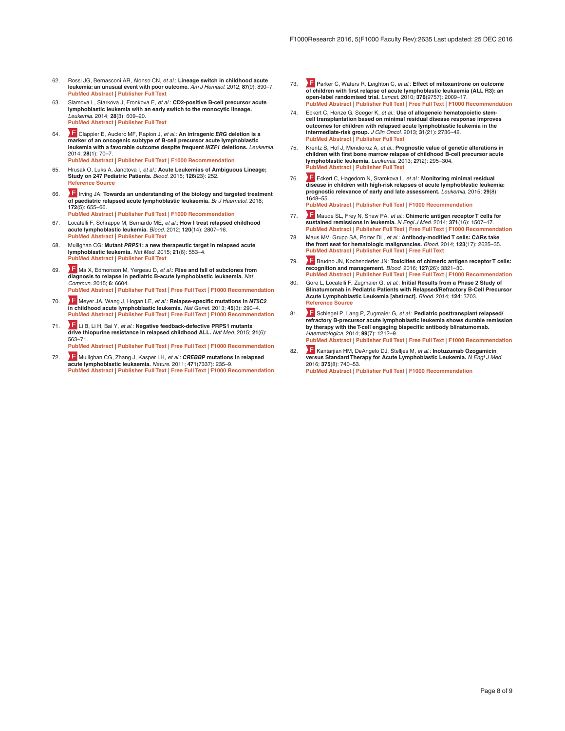62. Rossi JG, Bernasconi AR, Alonso CN, *et al.*: **Lineage switch in childhood acute leukemia: an unusual event with poor outcome.** *Am J Hematol.* 2012; **87**(9): 890–7.
PubMed Abstract | Publisher Full Text

63. Slamova L, Starkova J, Fronkova E, *et al.*: **CD2-positive B-cell precursor acute lymphoblastic leukemia with an early switch to the monocytic lineage.** *Leukemia.* 2014; **28**(3): 609–20.
PubMed Abstract | Publisher Full Text

64. F Clappier E, Auclerc MF, Rapion J, *et al.*: **An intragenic *ERG* deletion is a marker of an oncogenic subtype of B-cell precursor acute lymphoblastic leukemia with a favorable outcome despite frequent *IKZF1* deletions.** *Leukemia.* 2014; **28**(1): 70–7.
PubMed Abstract | Publisher Full Text | F1000 Recommendation

65. Hrusak O, Luks A, Janotova I, *et al.*: **Acute Leukemias of Ambiguous Lineage; Study on 247 Pediatric Patients.** *Blood.* 2015; **126**(23): 252.
Reference Source

66. F Irving JA: **Towards an understanding of the biology and targeted treatment of paediatric relapsed acute lymphoblastic leukaemia.** *Br J Haematol.* 2016; **172**(5): 655–66.
PubMed Abstract | Publisher Full Text | F1000 Recommendation

67. Locatelli F, Schrappe M, Bernardo ME, *et al.*: **How I treat relapsed childhood acute lymphoblastic leukemia.** *Blood.* 2012; **120**(14): 2807–16.
PubMed Abstract | Publisher Full Text

68. Mullighan CG: **Mutant *PRPS1*: a new therapeutic target in relapsed acute lymphoblastic leukemia.** *Nat Med.* 2015; **21**(6): 553–4.
PubMed Abstract | Publisher Full Text

69. F Ma X, Edmonson M, Yergeau D, *et al.*: **Rise and fall of subclones from diagnosis to relapse in pediatric B-acute lymphoblastic leukaemia.** *Nat Commun.* 2015; **6**: 6604.
PubMed Abstract | Publisher Full Text | Free Full Text | F1000 Recommendation

70. F Meyer JA, Wang J, Hogan LE, *et al.*: **Relapse-specific mutations in *NT5C2* in childhood acute lymphoblastic leukemia.** *Nat Genet.* 2013; **45**(3): 290–4.
PubMed Abstract | Publisher Full Text | Free Full Text | F1000 Recommendation

71. F Li B, Li H, Bai Y, *et al.*: **Negative feedback-defective PRPS1 mutants drive thiopurine resistance in relapsed childhood ALL.** *Nat Med.* 2015; **21**(6): 563–71.
PubMed Abstract | Publisher Full Text | Free Full Text | F1000 Recommendation

72. F Mullighan CG, Zhang J, Kasper LH, *et al.*: ***CREBBP* mutations in relapsed acute lymphoblastic leukaemia.** *Nature.* 2011; **471**(7337): 235–9.
PubMed Abstract | Publisher Full Text | Free Full Text | F1000 Recommendation

73. F Parker C, Waters R, Leighton C, *et al.*: **Effect of mitoxantrone on outcome of children with first relapse of acute lymphoblastic leukaemia (ALL R3): an open-label randomised trial.** *Lancet.* 2010; **376**(9757): 2009–17.
PubMed Abstract | Publisher Full Text | Free Full Text | F1000 Recommendation

74. Eckert C, Henze G, Seeger K, *et al.*: **Use of allogeneic hematopoietic stem-cell transplantation based on minimal residual disease response improves outcomes for children with relapsed acute lymphoblastic leukemia in the intermediate-risk group.** *J Clin Oncol.* 2013; **31**(21): 2736–42.
PubMed Abstract | Publisher Full Text

75. Krentz S, Hof J, Mendioroz A, *et al.*: **Prognostic value of genetic alterations in children with first bone marrow relapse of childhood B-cell precursor acute lymphoblastic leukemia.** *Leukemia.* 2013; **27**(2): 295–304.
PubMed Abstract | Publisher Full Text

76. F Eckert C, Hagedorn N, Sramkova L, *et al.*: **Monitoring minimal residual disease in children with high-risk relapses of acute lymphoblastic leukemia: prognostic relevance of early and late assessment.** *Leukemia.* 2015; **29**(8): 1648–55.
PubMed Abstract | Publisher Full Text | F1000 Recommendation

77. F Maude SL, Frey N, Shaw PA, *et al.*: **Chimeric antigen receptor T cells for sustained remissions in leukemia.** *N Engl J Med.* 2014; **371**(16): 1507–17.
PubMed Abstract | Publisher Full Text | Free Full Text | F1000 Recommendation

78. Maus MV, Grupp SA, Porter DL, *et al.*: **Antibody-modified T cells: CARs take the front seat for hematologic malignancies.** *Blood.* 2014; **123**(17): 2625–35.
PubMed Abstract | Publisher Full Text | Free Full Text

79. F Brudno JN, Kochenderfer JN: **Toxicities of chimeric antigen receptor T cells: recognition and management.** *Blood.* 2016; **127**(26): 3321–30.
PubMed Abstract | Publisher Full Text | Free Full Text | F1000 Recommendation

80. Gore L, Locatelli F, Zugmaier G, *et al.*: **Initial Results from a Phase 2 Study of Blinatumomab in Pediatric Patients with Relapsed/Refractory B-Cell Precursor Acute Lymphoblastic Leukemia [abstract].** *Blood.* 2014; **124**: 3703.
Reference Source

81. F Schlegel P, Lang P, Zugmaier G, *et al.*: **Pediatric posttransplant relapsed/refractory B-precursor acute lymphoblastic leukemia shows durable remission by therapy with the T-cell engaging bispecific antibody blinatumomab.** *Haematologica.* 2014; **99**(7): 1212–9.
PubMed Abstract | Publisher Full Text | Free Full Text | F1000 Recommendation

82. F Kantarjian HM, DeAngelo DJ, Stelljes M, *et al.*: **Inotuzumab Ozogamicin versus Standard Therapy for Acute Lymphoblastic Leukemia.** *N Engl J Med.* 2016; **375**(8): 740–53.
PubMed Abstract | Publisher Full Text | F1000 Recommendation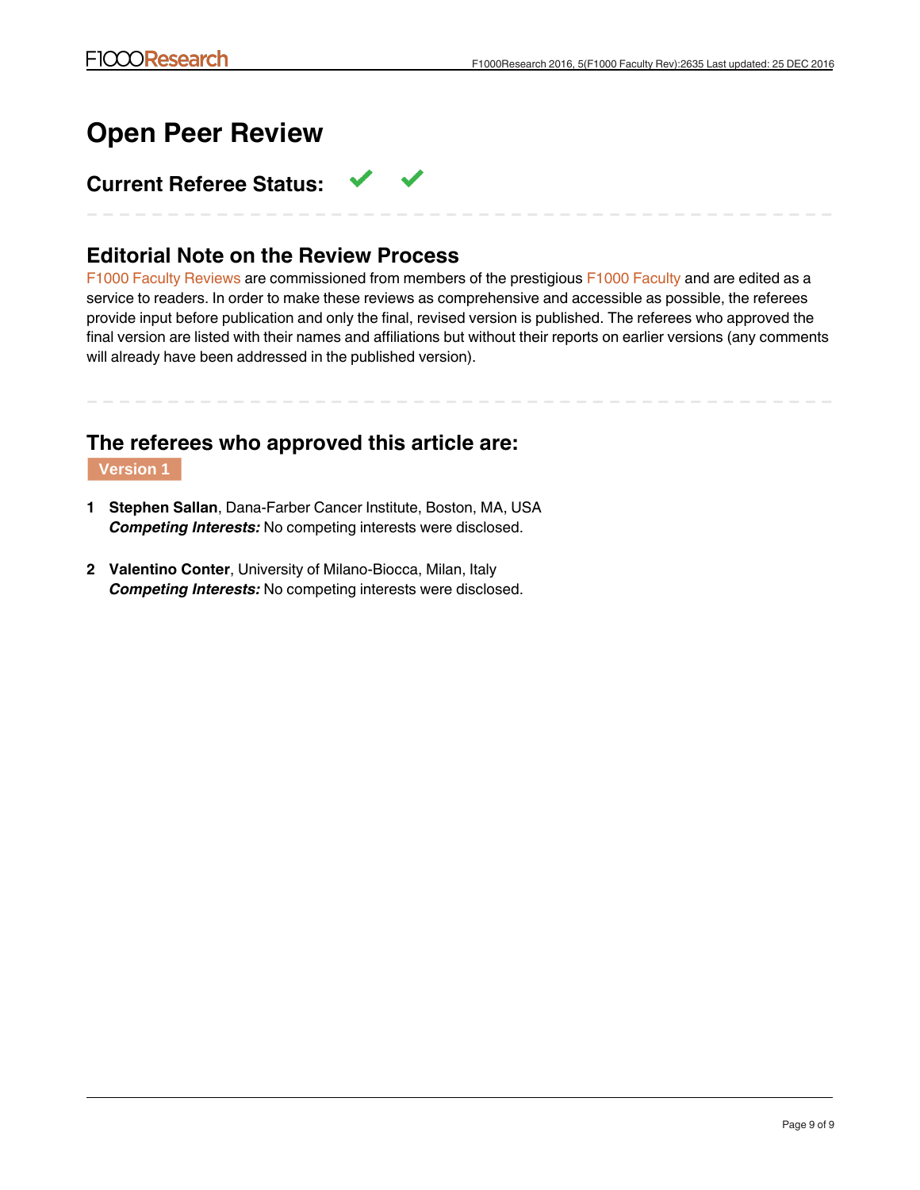# Open Peer Review

## Current Referee Status: ✔ ✔

## Editorial Note on the Review Process

F1000 Faculty Reviews are commissioned from members of the prestigious F1000 Faculty and are edited as a service to readers. In order to make these reviews as comprehensive and accessible as possible, the referees provide input before publication and only the final, revised version is published. The referees who approved the final version are listed with their names and affiliations but without their reports on earlier versions (any comments will already have been addressed in the published version).

## The referees who approved this article are:

**Version 1**

1 **Stephen Sallan**, Dana-Farber Cancer Institute, Boston, MA, USA
***Competing Interests:*** No competing interests were disclosed.

2 **Valentino Conter**, University of Milano-Biocca, Milan, Italy
***Competing Interests:*** No competing interests were disclosed.